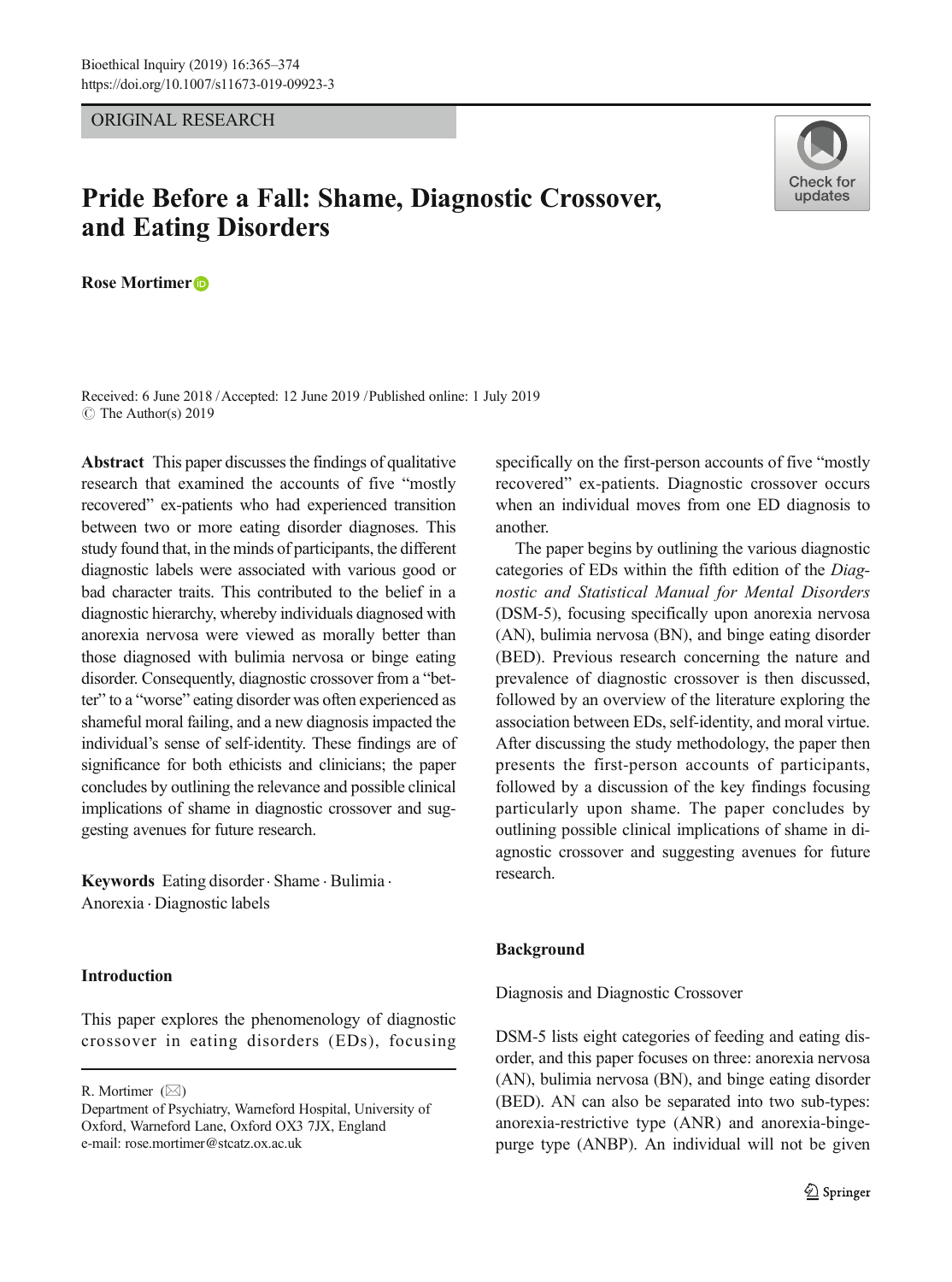ORIGINAL RESEARCH

# Pride Before a Fall: Shame, Diagnostic Crossover, and Eating Disorders

**Rose Mortimer**

Received: 6 June 2018 / Accepted: 12 June 2019 / Published online: 1 July 2019
© The Author(s) 2019

**Abstract** This paper discusses the findings of qualitative research that examined the accounts of five "mostly recovered" ex-patients who had experienced transition between two or more eating disorder diagnoses. This study found that, in the minds of participants, the different diagnostic labels were associated with various good or bad character traits. This contributed to the belief in a diagnostic hierarchy, whereby individuals diagnosed with anorexia nervosa were viewed as morally better than those diagnosed with bulimia nervosa or binge eating disorder. Consequently, diagnostic crossover from a "better" to a "worse" eating disorder was often experienced as shameful moral failing, and a new diagnosis impacted the individual's sense of self-identity. These findings are of significance for both ethicists and clinicians; the paper concludes by outlining the relevance and possible clinical implications of shame in diagnostic crossover and suggesting avenues for future research.

**Keywords** Eating disorder · Shame · Bulimia · Anorexia · Diagnostic labels

R. Mortimer (✉)
Department of Psychiatry, Warneford Hospital, University of Oxford, Warneford Lane, Oxford OX3 7JX, England
e-mail: rose.mortimer@stcatz.ox.ac.uk

## Introduction

This paper explores the phenomenology of diagnostic crossover in eating disorders (EDs), focusing specifically on the first-person accounts of five "mostly recovered" ex-patients. Diagnostic crossover occurs when an individual moves from one ED diagnosis to another.

The paper begins by outlining the various diagnostic categories of EDs within the fifth edition of the *Diagnostic and Statistical Manual for Mental Disorders* (DSM-5), focusing specifically upon anorexia nervosa (AN), bulimia nervosa (BN), and binge eating disorder (BED). Previous research concerning the nature and prevalence of diagnostic crossover is then discussed, followed by an overview of the literature exploring the association between EDs, self-identity, and moral virtue. After discussing the study methodology, the paper then presents the first-person accounts of participants, followed by a discussion of the key findings focusing particularly upon shame. The paper concludes by outlining possible clinical implications of shame in diagnostic crossover and suggesting avenues for future research.

## Background

### Diagnosis and Diagnostic Crossover

DSM-5 lists eight categories of feeding and eating disorder, and this paper focuses on three: anorexia nervosa (AN), bulimia nervosa (BN), and binge eating disorder (BED). AN can also be separated into two sub-types: anorexia-restrictive type (ANR) and anorexia-binge-purge type (ANBP). An individual will not be given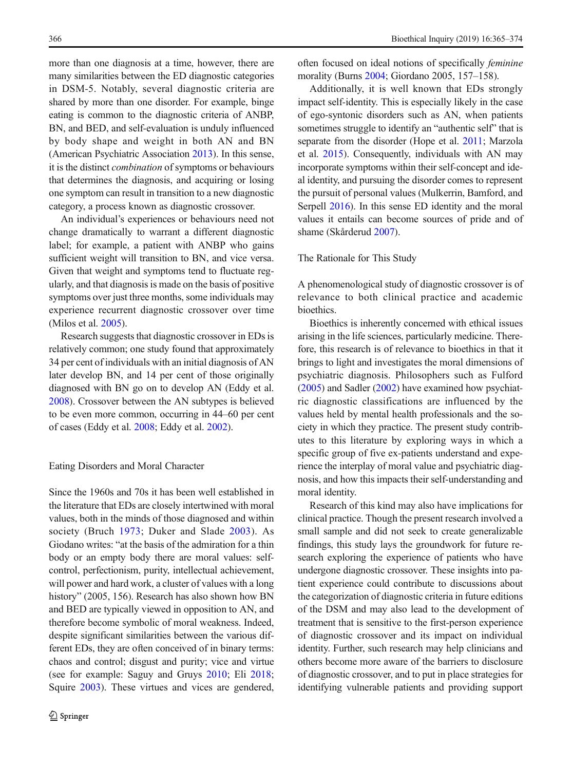more than one diagnosis at a time, however, there are many similarities between the ED diagnostic categories in DSM-5. Notably, several diagnostic criteria are shared by more than one disorder. For example, binge eating is common to the diagnostic criteria of ANBP, BN, and BED, and self-evaluation is unduly influenced by body shape and weight in both AN and BN (American Psychiatric Association 2013). In this sense, it is the distinct *combination* of symptoms or behaviours that determines the diagnosis, and acquiring or losing one symptom can result in transition to a new diagnostic category, a process known as diagnostic crossover.

An individual's experiences or behaviours need not change dramatically to warrant a different diagnostic label; for example, a patient with ANBP who gains sufficient weight will transition to BN, and vice versa. Given that weight and symptoms tend to fluctuate regularly, and that diagnosis is made on the basis of positive symptoms over just three months, some individuals may experience recurrent diagnostic crossover over time (Milos et al. 2005).

Research suggests that diagnostic crossover in EDs is relatively common; one study found that approximately 34 per cent of individuals with an initial diagnosis of AN later develop BN, and 14 per cent of those originally diagnosed with BN go on to develop AN (Eddy et al. 2008). Crossover between the AN subtypes is believed to be even more common, occurring in 44–60 per cent of cases (Eddy et al. 2008; Eddy et al. 2002).

## Eating Disorders and Moral Character

Since the 1960s and 70s it has been well established in the literature that EDs are closely intertwined with moral values, both in the minds of those diagnosed and within society (Bruch 1973; Duker and Slade 2003). As Giodano writes: "at the basis of the admiration for a thin body or an empty body there are moral values: self-control, perfectionism, purity, intellectual achievement, will power and hard work, a cluster of values with a long history" (2005, 156). Research has also shown how BN and BED are typically viewed in opposition to AN, and therefore become symbolic of moral weakness. Indeed, despite significant similarities between the various different EDs, they are often conceived of in binary terms: chaos and control; disgust and purity; vice and virtue (see for example: Saguy and Gruys 2010; Eli 2018; Squire 2003). These virtues and vices are gendered, often focused on ideal notions of specifically *feminine* morality (Burns 2004; Giordano 2005, 157–158).

Additionally, it is well known that EDs strongly impact self-identity. This is especially likely in the case of ego-syntonic disorders such as AN, when patients sometimes struggle to identify an "authentic self" that is separate from the disorder (Hope et al. 2011; Marzola et al. 2015). Consequently, individuals with AN may incorporate symptoms within their self-concept and ideal identity, and pursuing the disorder comes to represent the pursuit of personal values (Mulkerrin, Bamford, and Serpell 2016). In this sense ED identity and the moral values it entails can become sources of pride and of shame (Skårderud 2007).

## The Rationale for This Study

A phenomenological study of diagnostic crossover is of relevance to both clinical practice and academic bioethics.

Bioethics is inherently concerned with ethical issues arising in the life sciences, particularly medicine. Therefore, this research is of relevance to bioethics in that it brings to light and investigates the moral dimensions of psychiatric diagnosis. Philosophers such as Fulford (2005) and Sadler (2002) have examined how psychiatric diagnostic classifications are influenced by the values held by mental health professionals and the society in which they practice. The present study contributes to this literature by exploring ways in which a specific group of five ex-patients understand and experience the interplay of moral value and psychiatric diagnosis, and how this impacts their self-understanding and moral identity.

Research of this kind may also have implications for clinical practice. Though the present research involved a small sample and did not seek to create generalizable findings, this study lays the groundwork for future research exploring the experience of patients who have undergone diagnostic crossover. These insights into patient experience could contribute to discussions about the categorization of diagnostic criteria in future editions of the DSM and may also lead to the development of treatment that is sensitive to the first-person experience of diagnostic crossover and its impact on individual identity. Further, such research may help clinicians and others become more aware of the barriers to disclosure of diagnostic crossover, and to put in place strategies for identifying vulnerable patients and providing support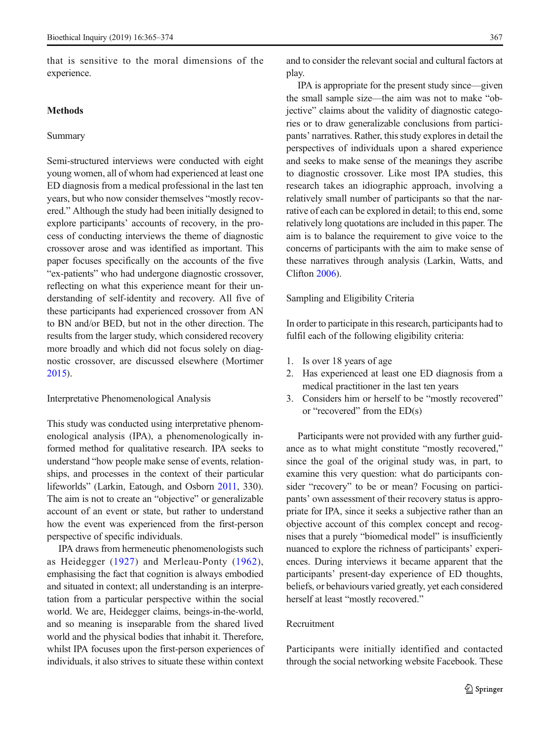that is sensitive to the moral dimensions of the experience.

## Methods

### Summary

Semi-structured interviews were conducted with eight young women, all of whom had experienced at least one ED diagnosis from a medical professional in the last ten years, but who now consider themselves "mostly recovered." Although the study had been initially designed to explore participants' accounts of recovery, in the process of conducting interviews the theme of diagnostic crossover arose and was identified as important. This paper focuses specifically on the accounts of the five "ex-patients" who had undergone diagnostic crossover, reflecting on what this experience meant for their understanding of self-identity and recovery. All five of these participants had experienced crossover from AN to BN and/or BED, but not in the other direction. The results from the larger study, which considered recovery more broadly and which did not focus solely on diagnostic crossover, are discussed elsewhere (Mortimer 2015).

### Interpretative Phenomenological Analysis

This study was conducted using interpretative phenomenological analysis (IPA), a phenomenologically informed method for qualitative research. IPA seeks to understand "how people make sense of events, relationships, and processes in the context of their particular lifeworlds" (Larkin, Eatough, and Osborn 2011, 330). The aim is not to create an "objective" or generalizable account of an event or state, but rather to understand how the event was experienced from the first-person perspective of specific individuals.

IPA draws from hermeneutic phenomenologists such as Heidegger (1927) and Merleau-Ponty (1962), emphasising the fact that cognition is always embodied and situated in context; all understanding is an interpretation from a particular perspective within the social world. We are, Heidegger claims, beings-in-the-world, and so meaning is inseparable from the shared lived world and the physical bodies that inhabit it. Therefore, whilst IPA focuses upon the first-person experiences of individuals, it also strives to situate these within context and to consider the relevant social and cultural factors at play.

IPA is appropriate for the present study since—given the small sample size—the aim was not to make "objective" claims about the validity of diagnostic categories or to draw generalizable conclusions from participants' narratives. Rather, this study explores in detail the perspectives of individuals upon a shared experience and seeks to make sense of the meanings they ascribe to diagnostic crossover. Like most IPA studies, this research takes an idiographic approach, involving a relatively small number of participants so that the narrative of each can be explored in detail; to this end, some relatively long quotations are included in this paper. The aim is to balance the requirement to give voice to the concerns of participants with the aim to make sense of these narratives through analysis (Larkin, Watts, and Clifton 2006).

### Sampling and Eligibility Criteria

In order to participate in this research, participants had to fulfil each of the following eligibility criteria:

1. Is over 18 years of age
2. Has experienced at least one ED diagnosis from a medical practitioner in the last ten years
3. Considers him or herself to be "mostly recovered" or "recovered" from the ED(s)

Participants were not provided with any further guidance as to what might constitute "mostly recovered," since the goal of the original study was, in part, to examine this very question: what do participants consider "recovery" to be or mean? Focusing on participants' own assessment of their recovery status is appropriate for IPA, since it seeks a subjective rather than an objective account of this complex concept and recognises that a purely "biomedical model" is insufficiently nuanced to explore the richness of participants' experiences. During interviews it became apparent that the participants' present-day experience of ED thoughts, beliefs, or behaviours varied greatly, yet each considered herself at least "mostly recovered."

### Recruitment

Participants were initially identified and contacted through the social networking website Facebook. These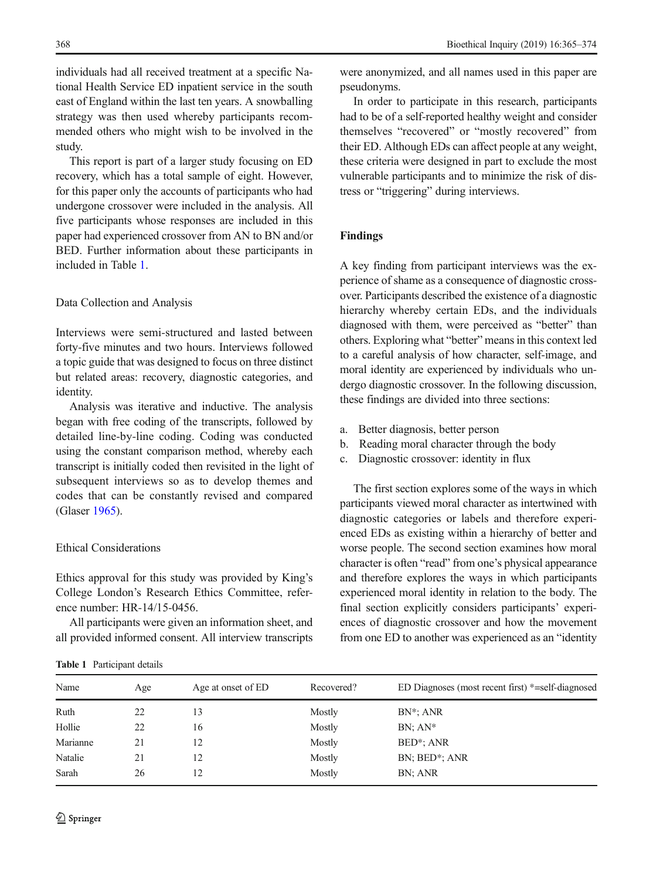individuals had all received treatment at a specific National Health Service ED inpatient service in the south east of England within the last ten years. A snowballing strategy was then used whereby participants recommended others who might wish to be involved in the study.

This report is part of a larger study focusing on ED recovery, which has a total sample of eight. However, for this paper only the accounts of participants who had undergone crossover were included in the analysis. All five participants whose responses are included in this paper had experienced crossover from AN to BN and/or BED. Further information about these participants in included in Table 1.

### Data Collection and Analysis

Interviews were semi-structured and lasted between forty-five minutes and two hours. Interviews followed a topic guide that was designed to focus on three distinct but related areas: recovery, diagnostic categories, and identity.

Analysis was iterative and inductive. The analysis began with free coding of the transcripts, followed by detailed line-by-line coding. Coding was conducted using the constant comparison method, whereby each transcript is initially coded then revisited in the light of subsequent interviews so as to develop themes and codes that can be constantly revised and compared (Glaser 1965).

### Ethical Considerations

Ethics approval for this study was provided by King's College London's Research Ethics Committee, reference number: HR-14/15-0456.

All participants were given an information sheet, and all provided informed consent. All interview transcripts were anonymized, and all names used in this paper are pseudonyms.

In order to participate in this research, participants had to be of a self-reported healthy weight and consider themselves "recovered" or "mostly recovered" from their ED. Although EDs can affect people at any weight, these criteria were designed in part to exclude the most vulnerable participants and to minimize the risk of distress or "triggering" during interviews.

## Findings

A key finding from participant interviews was the experience of shame as a consequence of diagnostic crossover. Participants described the existence of a diagnostic hierarchy whereby certain EDs, and the individuals diagnosed with them, were perceived as "better" than others. Exploring what "better" means in this context led to a careful analysis of how character, self-image, and moral identity are experienced by individuals who undergo diagnostic crossover. In the following discussion, these findings are divided into three sections:

a. Better diagnosis, better person
b. Reading moral character through the body
c. Diagnostic crossover: identity in flux

The first section explores some of the ways in which participants viewed moral character as intertwined with diagnostic categories or labels and therefore experienced EDs as existing within a hierarchy of better and worse people. The second section examines how moral character is often "read" from one's physical appearance and therefore explores the ways in which participants experienced moral identity in relation to the body. The final section explicitly considers participants' experiences of diagnostic crossover and how the movement from one ED to another was experienced as an "identity

**Table 1** Participant details

| Name | Age | Age at onset of ED | Recovered? | ED Diagnoses (most recent first) *=self-diagnosed |
|---|---|---|---|---|
| Ruth | 22 | 13 | Mostly | BN*; ANR |
| Hollie | 22 | 16 | Mostly | BN; AN* |
| Marianne | 21 | 12 | Mostly | BED*; ANR |
| Natalie | 21 | 12 | Mostly | BN; BED*; ANR |
| Sarah | 26 | 12 | Mostly | BN; ANR |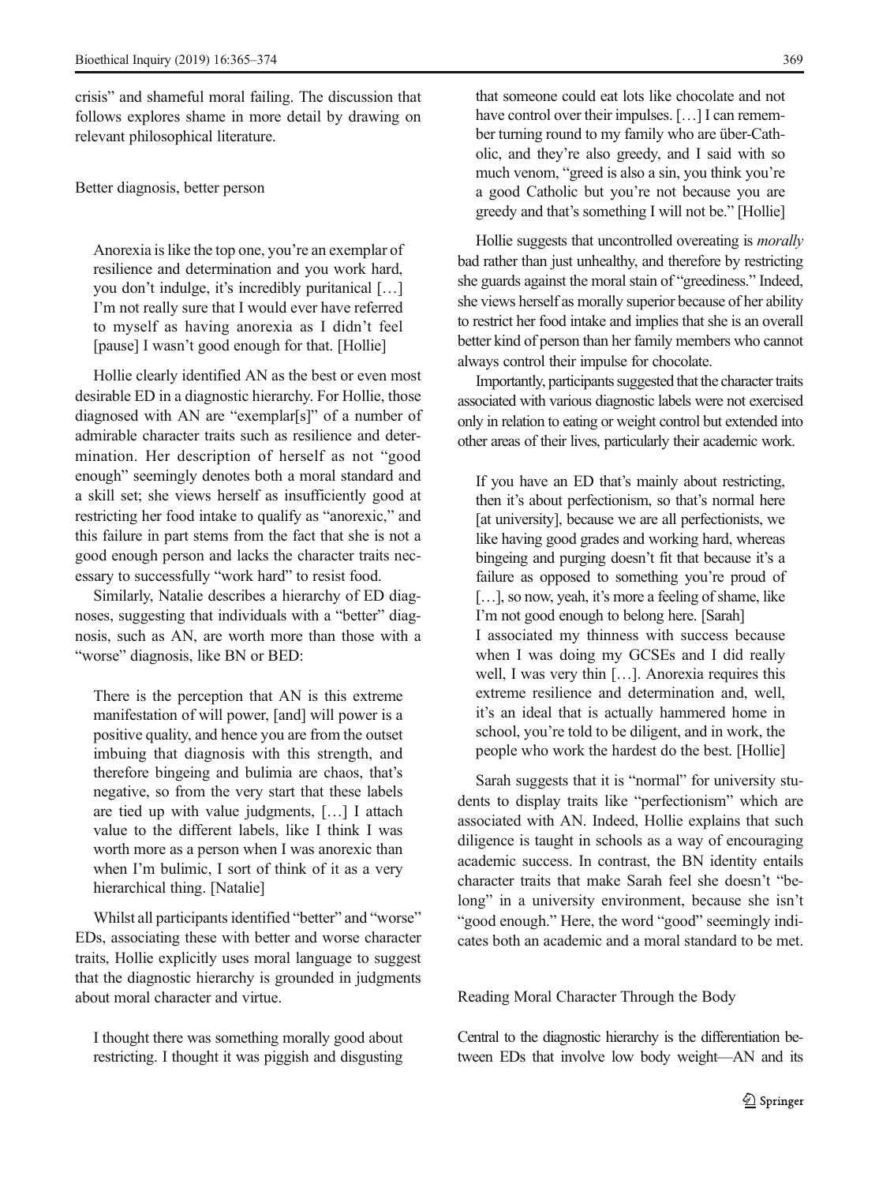crisis" and shameful moral failing. The discussion that follows explores shame in more detail by drawing on relevant philosophical literature.

### Better diagnosis, better person

> Anorexia is like the top one, you're an exemplar of resilience and determination and you work hard, you don't indulge, it's incredibly puritanical […] I'm not really sure that I would ever have referred to myself as having anorexia as I didn't feel [pause] I wasn't good enough for that. [Hollie]

Hollie clearly identified AN as the best or even most desirable ED in a diagnostic hierarchy. For Hollie, those diagnosed with AN are "exemplar[s]" of a number of admirable character traits such as resilience and determination. Her description of herself as not "good enough" seemingly denotes both a moral standard and a skill set; she views herself as insufficiently good at restricting her food intake to qualify as "anorexic," and this failure in part stems from the fact that she is not a good enough person and lacks the character traits necessary to successfully "work hard" to resist food.

Similarly, Natalie describes a hierarchy of ED diagnoses, suggesting that individuals with a "better" diagnosis, such as AN, are worth more than those with a "worse" diagnosis, like BN or BED:

> There is the perception that AN is this extreme manifestation of will power, [and] will power is a positive quality, and hence you are from the outset imbuing that diagnosis with this strength, and therefore bingeing and bulimia are chaos, that's negative, so from the very start that these labels are tied up with value judgments, […] I attach value to the different labels, like I think I was worth more as a person when I was anorexic than when I'm bulimic, I sort of think of it as a very hierarchical thing. [Natalie]

Whilst all participants identified "better" and "worse" EDs, associating these with better and worse character traits, Hollie explicitly uses moral language to suggest that the diagnostic hierarchy is grounded in judgments about moral character and virtue.

> I thought there was something morally good about restricting. I thought it was piggish and disgusting that someone could eat lots like chocolate and not have control over their impulses. […] I can remember turning round to my family who are über-Catholic, and they're also greedy, and I said with so much venom, "greed is also a sin, you think you're a good Catholic but you're not because you are greedy and that's something I will not be." [Hollie]

Hollie suggests that uncontrolled overeating is *morally* bad rather than just unhealthy, and therefore by restricting she guards against the moral stain of "greediness." Indeed, she views herself as morally superior because of her ability to restrict her food intake and implies that she is an overall better kind of person than her family members who cannot always control their impulse for chocolate.

Importantly, participants suggested that the character traits associated with various diagnostic labels were not exercised only in relation to eating or weight control but extended into other areas of their lives, particularly their academic work.

> If you have an ED that's mainly about restricting, then it's about perfectionism, so that's normal here [at university], because we are all perfectionists, we like having good grades and working hard, whereas bingeing and purging doesn't fit that because it's a failure as opposed to something you're proud of […], so now, yeah, it's more a feeling of shame, like I'm not good enough to belong here. [Sarah]
>
> I associated my thinness with success because when I was doing my GCSEs and I did really well, I was very thin […]. Anorexia requires this extreme resilience and determination and, well, it's an ideal that is actually hammered home in school, you're told to be diligent, and in work, the people who work the hardest do the best. [Hollie]

Sarah suggests that it is "normal" for university students to display traits like "perfectionism" which are associated with AN. Indeed, Hollie explains that such diligence is taught in schools as a way of encouraging academic success. In contrast, the BN identity entails character traits that make Sarah feel she doesn't "belong" in a university environment, because she isn't "good enough." Here, the word "good" seemingly indicates both an academic and a moral standard to be met.

### Reading Moral Character Through the Body

Central to the diagnostic hierarchy is the differentiation between EDs that involve low body weight—AN and its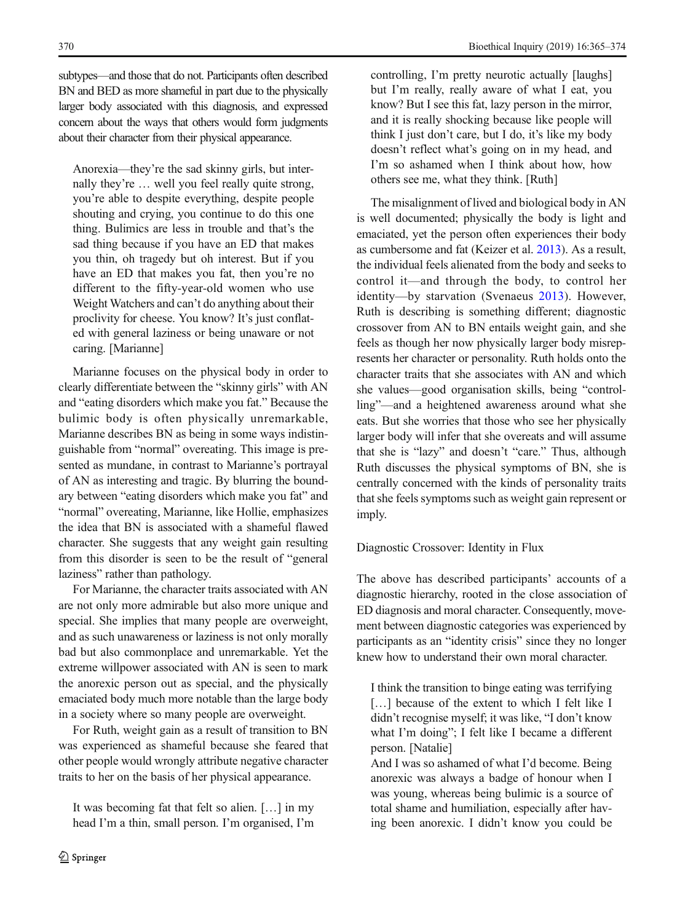subtypes—and those that do not. Participants often described BN and BED as more shameful in part due to the physically larger body associated with this diagnosis, and expressed concern about the ways that others would form judgments about their character from their physical appearance.

> Anorexia—they're the sad skinny girls, but internally they're … well you feel really quite strong, you're able to despite everything, despite people shouting and crying, you continue to do this one thing. Bulimics are less in trouble and that's the sad thing because if you have an ED that makes you thin, oh tragedy but oh interest. But if you have an ED that makes you fat, then you're no different to the fifty-year-old women who use Weight Watchers and can't do anything about their proclivity for cheese. You know? It's just conflated with general laziness or being unaware or not caring. [Marianne]

Marianne focuses on the physical body in order to clearly differentiate between the "skinny girls" with AN and "eating disorders which make you fat." Because the bulimic body is often physically unremarkable, Marianne describes BN as being in some ways indistinguishable from "normal" overeating. This image is presented as mundane, in contrast to Marianne's portrayal of AN as interesting and tragic. By blurring the boundary between "eating disorders which make you fat" and "normal" overeating, Marianne, like Hollie, emphasizes the idea that BN is associated with a shameful flawed character. She suggests that any weight gain resulting from this disorder is seen to be the result of "general laziness" rather than pathology.

For Marianne, the character traits associated with AN are not only more admirable but also more unique and special. She implies that many people are overweight, and as such unawareness or laziness is not only morally bad but also commonplace and unremarkable. Yet the extreme willpower associated with AN is seen to mark the anorexic person out as special, and the physically emaciated body much more notable than the large body in a society where so many people are overweight.

For Ruth, weight gain as a result of transition to BN was experienced as shameful because she feared that other people would wrongly attribute negative character traits to her on the basis of her physical appearance.

> It was becoming fat that felt so alien. […] in my head I'm a thin, small person. I'm organised, I'm controlling, I'm pretty neurotic actually [laughs] but I'm really, really aware of what I eat, you know? But I see this fat, lazy person in the mirror, and it is really shocking because like people will think I just don't care, but I do, it's like my body doesn't reflect what's going on in my head, and I'm so ashamed when I think about how, how others see me, what they think. [Ruth]

The misalignment of lived and biological body in AN is well documented; physically the body is light and emaciated, yet the person often experiences their body as cumbersome and fat (Keizer et al. 2013). As a result, the individual feels alienated from the body and seeks to control it—and through the body, to control her identity—by starvation (Svenaeus 2013). However, Ruth is describing is something different; diagnostic crossover from AN to BN entails weight gain, and she feels as though her now physically larger body misrepresents her character or personality. Ruth holds onto the character traits that she associates with AN and which she values—good organisation skills, being "controlling"—and a heightened awareness around what she eats. But she worries that those who see her physically larger body will infer that she overeats and will assume that she is "lazy" and doesn't "care." Thus, although Ruth discusses the physical symptoms of BN, she is centrally concerned with the kinds of personality traits that she feels symptoms such as weight gain represent or imply.

### Diagnostic Crossover: Identity in Flux

The above has described participants' accounts of a diagnostic hierarchy, rooted in the close association of ED diagnosis and moral character. Consequently, movement between diagnostic categories was experienced by participants as an "identity crisis" since they no longer knew how to understand their own moral character.

> I think the transition to binge eating was terrifying […] because of the extent to which I felt like I didn't recognise myself; it was like, "I don't know what I'm doing"; I felt like I became a different person. [Natalie]
>
> And I was so ashamed of what I'd become. Being anorexic was always a badge of honour when I was young, whereas being bulimic is a source of total shame and humiliation, especially after having been anorexic. I didn't know you could be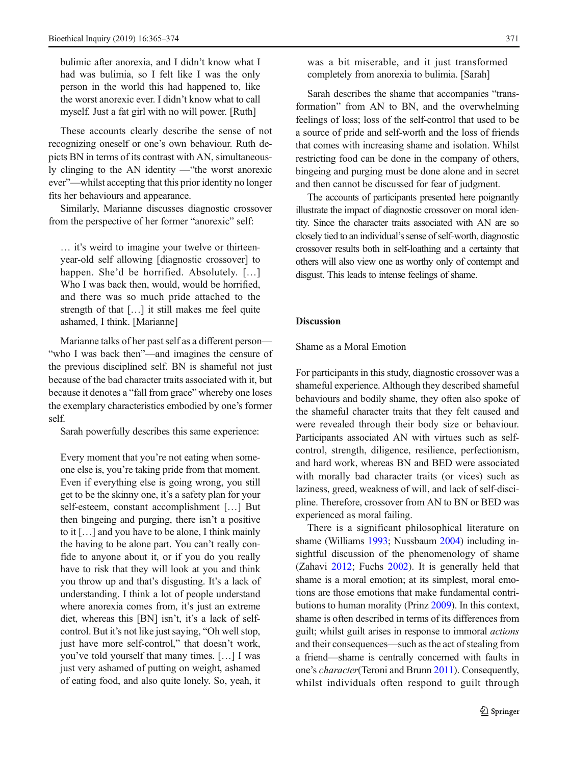> bulimic after anorexia, and I didn't know what I had was bulimia, so I felt like I was the only person in the world this had happened to, like the worst anorexic ever. I didn't know what to call myself. Just a fat girl with no will power. [Ruth]

These accounts clearly describe the sense of not recognizing oneself or one's own behaviour. Ruth depicts BN in terms of its contrast with AN, simultaneously clinging to the AN identity —"the worst anorexic ever"—whilst accepting that this prior identity no longer fits her behaviours and appearance.

Similarly, Marianne discusses diagnostic crossover from the perspective of her former "anorexic" self:

> … it's weird to imagine your twelve or thirteen-year-old self allowing [diagnostic crossover] to happen. She'd be horrified. Absolutely. […] Who I was back then, would, would be horrified, and there was so much pride attached to the strength of that […] it still makes me feel quite ashamed, I think. [Marianne]

Marianne talks of her past self as a different person—"who I was back then"—and imagines the censure of the previous disciplined self. BN is shameful not just because of the bad character traits associated with it, but because it denotes a "fall from grace" whereby one loses the exemplary characteristics embodied by one's former self.

Sarah powerfully describes this same experience:

> Every moment that you're not eating when someone else is, you're taking pride from that moment. Even if everything else is going wrong, you still get to be the skinny one, it's a safety plan for your self-esteem, constant accomplishment […] But then bingeing and purging, there isn't a positive to it […] and you have to be alone, I think mainly the having to be alone part. You can't really confide to anyone about it, or if you do you really have to risk that they will look at you and think you throw up and that's disgusting. It's a lack of understanding. I think a lot of people understand where anorexia comes from, it's just an extreme diet, whereas this [BN] isn't, it's a lack of self-control. But it's not like just saying, "Oh well stop, just have more self-control," that doesn't work, you've told yourself that many times. […] I was just very ashamed of putting on weight, ashamed of eating food, and also quite lonely. So, yeah, it was a bit miserable, and it just transformed completely from anorexia to bulimia. [Sarah]

Sarah describes the shame that accompanies "transformation" from AN to BN, and the overwhelming feelings of loss; loss of the self-control that used to be a source of pride and self-worth and the loss of friends that comes with increasing shame and isolation. Whilst restricting food can be done in the company of others, bingeing and purging must be done alone and in secret and then cannot be discussed for fear of judgment.

The accounts of participants presented here poignantly illustrate the impact of diagnostic crossover on moral identity. Since the character traits associated with AN are so closely tied to an individual's sense of self-worth, diagnostic crossover results both in self-loathing and a certainty that others will also view one as worthy only of contempt and disgust. This leads to intense feelings of shame.

## Discussion

### Shame as a Moral Emotion

For participants in this study, diagnostic crossover was a shameful experience. Although they described shameful behaviours and bodily shame, they often also spoke of the shameful character traits that they felt caused and were revealed through their body size or behaviour. Participants associated AN with virtues such as self-control, strength, diligence, resilience, perfectionism, and hard work, whereas BN and BED were associated with morally bad character traits (or vices) such as laziness, greed, weakness of will, and lack of self-discipline. Therefore, crossover from AN to BN or BED was experienced as moral failing.

There is a significant philosophical literature on shame (Williams 1993; Nussbaum 2004) including insightful discussion of the phenomenology of shame (Zahavi 2012; Fuchs 2002). It is generally held that shame is a moral emotion; at its simplest, moral emotions are those emotions that make fundamental contributions to human morality (Prinz 2009). In this context, shame is often described in terms of its differences from guilt; whilst guilt arises in response to immoral *actions* and their consequences—such as the act of stealing from a friend—shame is centrally concerned with faults in one's *character*(Teroni and Brunn 2011). Consequently, whilst individuals often respond to guilt through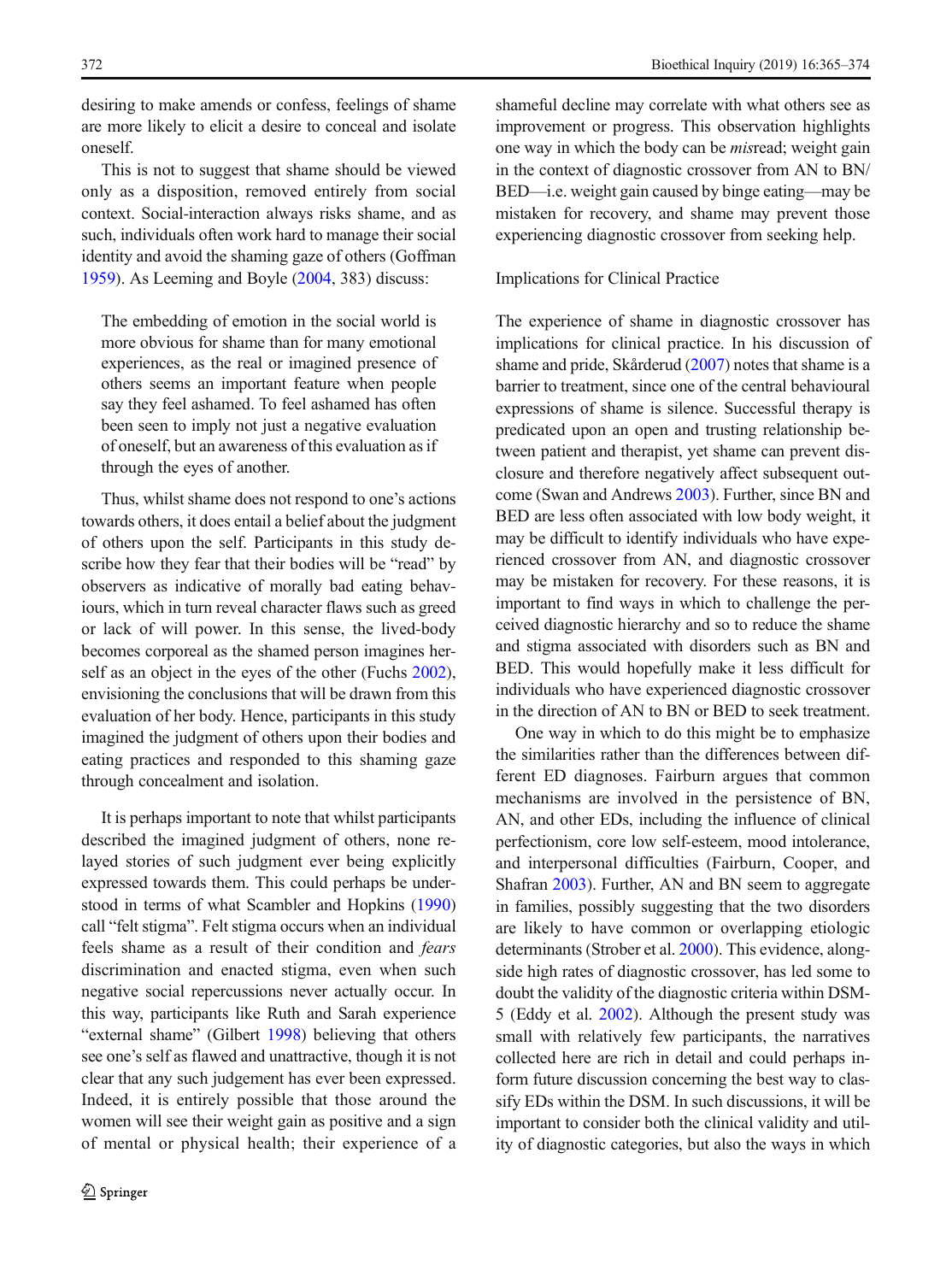desiring to make amends or confess, feelings of shame are more likely to elicit a desire to conceal and isolate oneself.

This is not to suggest that shame should be viewed only as a disposition, removed entirely from social context. Social-interaction always risks shame, and as such, individuals often work hard to manage their social identity and avoid the shaming gaze of others (Goffman 1959). As Leeming and Boyle (2004, 383) discuss:

> The embedding of emotion in the social world is more obvious for shame than for many emotional experiences, as the real or imagined presence of others seems an important feature when people say they feel ashamed. To feel ashamed has often been seen to imply not just a negative evaluation of oneself, but an awareness of this evaluation as if through the eyes of another.

Thus, whilst shame does not respond to one's actions towards others, it does entail a belief about the judgment of others upon the self. Participants in this study describe how they fear that their bodies will be "read" by observers as indicative of morally bad eating behaviours, which in turn reveal character flaws such as greed or lack of will power. In this sense, the lived-body becomes corporeal as the shamed person imagines herself as an object in the eyes of the other (Fuchs 2002), envisioning the conclusions that will be drawn from this evaluation of her body. Hence, participants in this study imagined the judgment of others upon their bodies and eating practices and responded to this shaming gaze through concealment and isolation.

It is perhaps important to note that whilst participants described the imagined judgment of others, none relayed stories of such judgment ever being explicitly expressed towards them. This could perhaps be understood in terms of what Scambler and Hopkins (1990) call "felt stigma". Felt stigma occurs when an individual feels shame as a result of their condition and *fears* discrimination and enacted stigma, even when such negative social repercussions never actually occur. In this way, participants like Ruth and Sarah experience "external shame" (Gilbert 1998) believing that others see one's self as flawed and unattractive, though it is not clear that any such judgement has ever been expressed. Indeed, it is entirely possible that those around the women will see their weight gain as positive and a sign of mental or physical health; their experience of a shameful decline may correlate with what others see as improvement or progress. This observation highlights one way in which the body can be *mis*read; weight gain in the context of diagnostic crossover from AN to BN/BED—i.e. weight gain caused by binge eating—may be mistaken for recovery, and shame may prevent those experiencing diagnostic crossover from seeking help.

## Implications for Clinical Practice

The experience of shame in diagnostic crossover has implications for clinical practice. In his discussion of shame and pride, Skårderud (2007) notes that shame is a barrier to treatment, since one of the central behavioural expressions of shame is silence. Successful therapy is predicated upon an open and trusting relationship between patient and therapist, yet shame can prevent disclosure and therefore negatively affect subsequent outcome (Swan and Andrews 2003). Further, since BN and BED are less often associated with low body weight, it may be difficult to identify individuals who have experienced crossover from AN, and diagnostic crossover may be mistaken for recovery. For these reasons, it is important to find ways in which to challenge the perceived diagnostic hierarchy and so to reduce the shame and stigma associated with disorders such as BN and BED. This would hopefully make it less difficult for individuals who have experienced diagnostic crossover in the direction of AN to BN or BED to seek treatment.

One way in which to do this might be to emphasize the similarities rather than the differences between different ED diagnoses. Fairburn argues that common mechanisms are involved in the persistence of BN, AN, and other EDs, including the influence of clinical perfectionism, core low self-esteem, mood intolerance, and interpersonal difficulties (Fairburn, Cooper, and Shafran 2003). Further, AN and BN seem to aggregate in families, possibly suggesting that the two disorders are likely to have common or overlapping etiologic determinants (Strober et al. 2000). This evidence, alongside high rates of diagnostic crossover, has led some to doubt the validity of the diagnostic criteria within DSM-5 (Eddy et al. 2002). Although the present study was small with relatively few participants, the narratives collected here are rich in detail and could perhaps inform future discussion concerning the best way to classify EDs within the DSM. In such discussions, it will be important to consider both the clinical validity and utility of diagnostic categories, but also the ways in which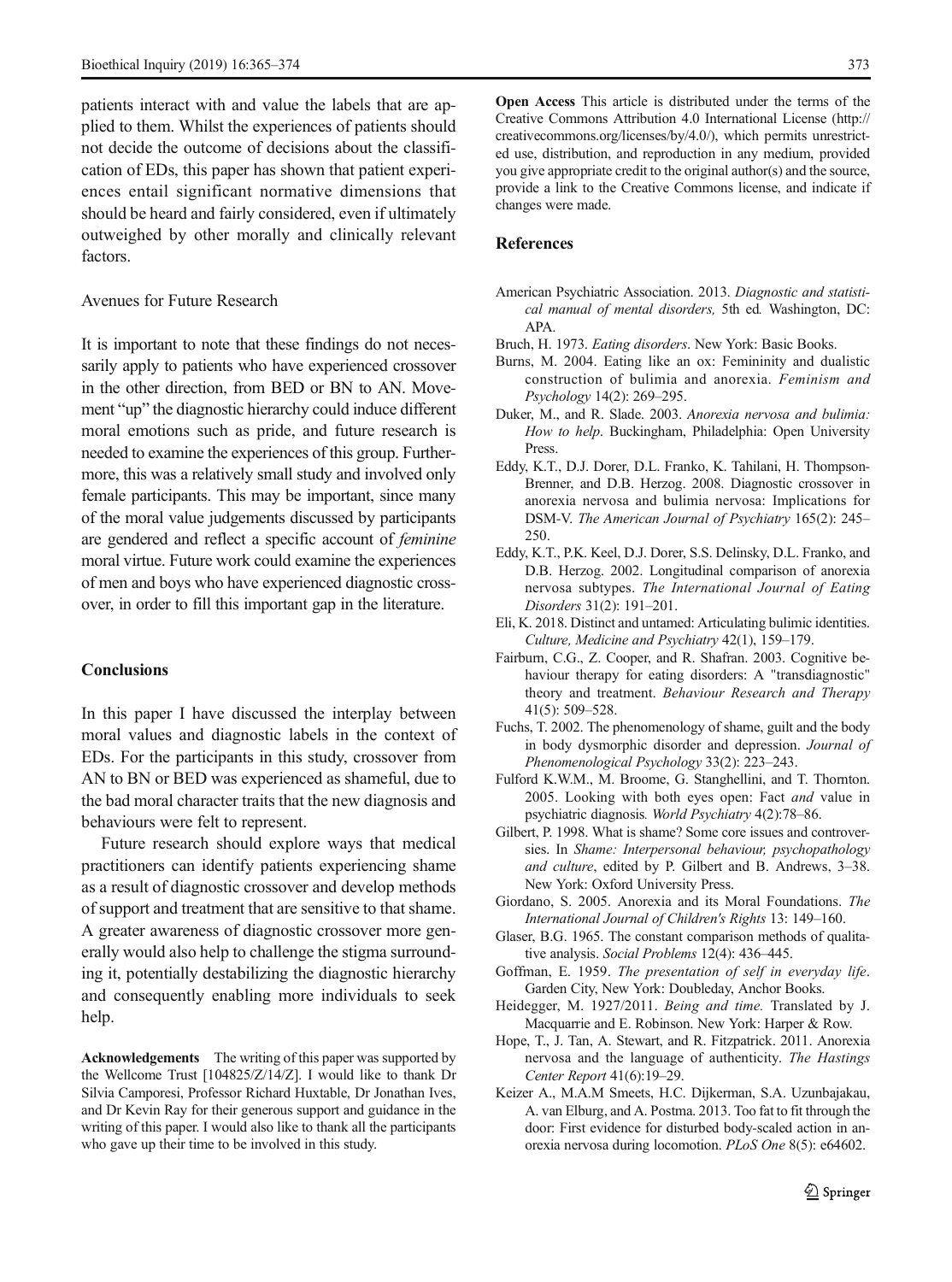patients interact with and value the labels that are applied to them. Whilst the experiences of patients should not decide the outcome of decisions about the classification of EDs, this paper has shown that patient experiences entail significant normative dimensions that should be heard and fairly considered, even if ultimately outweighed by other morally and clinically relevant factors.

### Avenues for Future Research

It is important to note that these findings do not necessarily apply to patients who have experienced crossover in the other direction, from BED or BN to AN. Movement "up" the diagnostic hierarchy could induce different moral emotions such as pride, and future research is needed to examine the experiences of this group. Furthermore, this was a relatively small study and involved only female participants. This may be important, since many of the moral value judgements discussed by participants are gendered and reflect a specific account of *feminine* moral virtue. Future work could examine the experiences of men and boys who have experienced diagnostic crossover, in order to fill this important gap in the literature.

## Conclusions

In this paper I have discussed the interplay between moral values and diagnostic labels in the context of EDs. For the participants in this study, crossover from AN to BN or BED was experienced as shameful, due to the bad moral character traits that the new diagnosis and behaviours were felt to represent.

Future research should explore ways that medical practitioners can identify patients experiencing shame as a result of diagnostic crossover and develop methods of support and treatment that are sensitive to that shame. A greater awareness of diagnostic crossover more generally would also help to challenge the stigma surrounding it, potentially destabilizing the diagnostic hierarchy and consequently enabling more individuals to seek help.

**Acknowledgements** The writing of this paper was supported by the Wellcome Trust [104825/Z/14/Z]. I would like to thank Dr Silvia Camporesi, Professor Richard Huxtable, Dr Jonathan Ives, and Dr Kevin Ray for their generous support and guidance in the writing of this paper. I would also like to thank all the participants who gave up their time to be involved in this study.

**Open Access** This article is distributed under the terms of the Creative Commons Attribution 4.0 International License (http://creativecommons.org/licenses/by/4.0/), which permits unrestricted use, distribution, and reproduction in any medium, provided you give appropriate credit to the original author(s) and the source, provide a link to the Creative Commons license, and indicate if changes were made.

## References

American Psychiatric Association. 2013. *Diagnostic and statistical manual of mental disorders,* 5th ed*.* Washington, DC: APA.

Bruch, H. 1973. *Eating disorders*. New York: Basic Books.

Burns, M. 2004. Eating like an ox: Femininity and dualistic construction of bulimia and anorexia. *Feminism and Psychology* 14(2): 269–295.

Duker, M., and R. Slade. 2003. *Anorexia nervosa and bulimia: How to help*. Buckingham, Philadelphia: Open University Press.

Eddy, K.T., D.J. Dorer, D.L. Franko, K. Tahilani, H. Thompson-Brenner, and D.B. Herzog. 2008. Diagnostic crossover in anorexia nervosa and bulimia nervosa: Implications for DSM-V. *The American Journal of Psychiatry* 165(2): 245–250.

Eddy, K.T., P.K. Keel, D.J. Dorer, S.S. Delinsky, D.L. Franko, and D.B. Herzog. 2002. Longitudinal comparison of anorexia nervosa subtypes. *The International Journal of Eating Disorders* 31(2): 191–201.

Eli, K. 2018. Distinct and untamed: Articulating bulimic identities. *Culture, Medicine and Psychiatry* 42(1), 159–179.

Fairburn, C.G., Z. Cooper, and R. Shafran. 2003. Cognitive behaviour therapy for eating disorders: A "transdiagnostic" theory and treatment. *Behaviour Research and Therapy* 41(5): 509–528.

Fuchs, T. 2002. The phenomenology of shame, guilt and the body in body dysmorphic disorder and depression. *Journal of Phenomenological Psychology* 33(2): 223–243.

Fulford K.W.M., M. Broome, G. Stanghellini, and T. Thornton. 2005. Looking with both eyes open: Fact *and* value in psychiatric diagnosis*. World Psychiatry* 4(2):78–86.

Gilbert, P. 1998. What is shame? Some core issues and controversies. In *Shame: Interpersonal behaviour, psychopathology and culture*, edited by P. Gilbert and B. Andrews, 3–38. New York: Oxford University Press.

Giordano, S. 2005. Anorexia and its Moral Foundations. *The International Journal of Children's Rights* 13: 149–160.

Glaser, B.G. 1965. The constant comparison methods of qualitative analysis. *Social Problems* 12(4): 436–445.

Goffman, E. 1959. *The presentation of self in everyday life*. Garden City, New York: Doubleday, Anchor Books.

Heidegger, M. 1927/2011. *Being and time.* Translated by J. Macquarrie and E. Robinson. New York: Harper & Row.

Hope, T., J. Tan, A. Stewart, and R. Fitzpatrick. 2011. Anorexia nervosa and the language of authenticity. *The Hastings Center Report* 41(6):19–29.

Keizer A., M.A.M Smeets, H.C. Dijkerman, S.A. Uzunbajakau, A. van Elburg, and A. Postma. 2013. Too fat to fit through the door: First evidence for disturbed body-scaled action in anorexia nervosa during locomotion. *PLoS One* 8(5): e64602.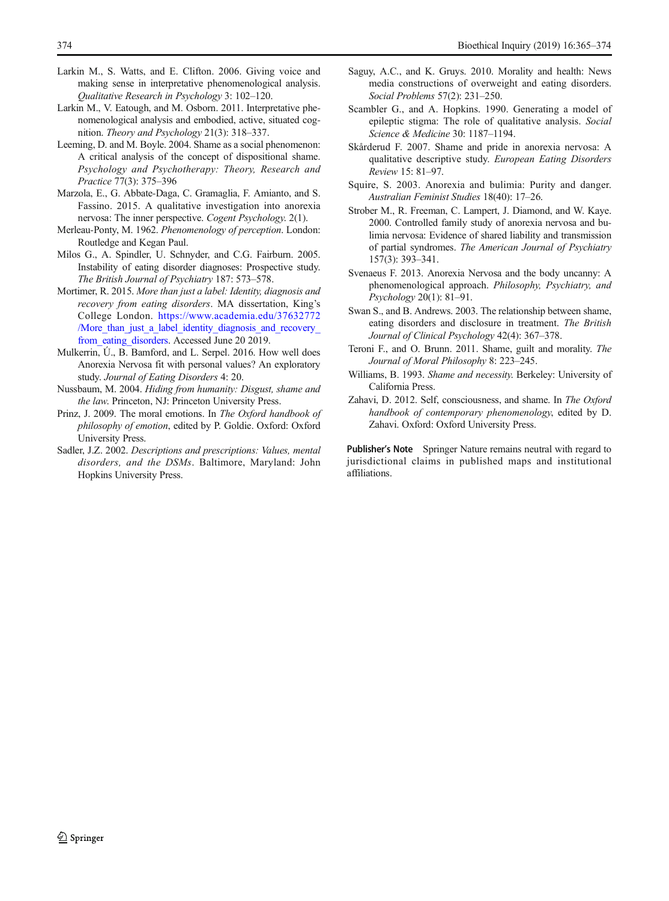Larkin M., S. Watts, and E. Clifton. 2006. Giving voice and making sense in interpretative phenomenological analysis. *Qualitative Research in Psychology* 3: 102–120.

Larkin M., V. Eatough, and M. Osborn. 2011. Interpretative phenomenological analysis and embodied, active, situated cognition. *Theory and Psychology* 21(3): 318–337.

Leeming, D. and M. Boyle. 2004. Shame as a social phenomenon: A critical analysis of the concept of dispositional shame. *Psychology and Psychotherapy: Theory, Research and Practice* 77(3): 375–396

Marzola, E., G. Abbate-Daga, C. Gramaglia, F. Amianto, and S. Fassino. 2015. A qualitative investigation into anorexia nervosa: The inner perspective. *Cogent Psychology.* 2(1).

Merleau-Ponty, M. 1962. *Phenomenology of perception*. London: Routledge and Kegan Paul.

Milos G., A. Spindler, U. Schnyder, and C.G. Fairburn. 2005. Instability of eating disorder diagnoses: Prospective study. *The British Journal of Psychiatry* 187: 573–578.

Mortimer, R. 2015. *More than just a label: Identity, diagnosis and recovery from eating disorders*. MA dissertation, King's College London. https://www.academia.edu/37632772/More_than_just_a_label_identity_diagnosis_and_recovery_from_eating_disorders. Accessed June 20 2019.

Mulkerrin, Ú., B. Bamford, and L. Serpel. 2016. How well does Anorexia Nervosa fit with personal values? An exploratory study. *Journal of Eating Disorders* 4: 20.

Nussbaum, M. 2004. *Hiding from humanity: Disgust, shame and the law*. Princeton, NJ: Princeton University Press.

Prinz, J. 2009. The moral emotions. In *The Oxford handbook of philosophy of emotion*, edited by P. Goldie. Oxford: Oxford University Press.

Sadler, J.Z. 2002. *Descriptions and prescriptions: Values, mental disorders, and the DSMs*. Baltimore, Maryland: John Hopkins University Press.

Saguy, A.C., and K. Gruys. 2010. Morality and health: News media constructions of overweight and eating disorders. *Social Problems* 57(2): 231–250.

Scambler G., and A. Hopkins. 1990. Generating a model of epileptic stigma: The role of qualitative analysis. *Social Science & Medicine* 30: 1187–1194.

Skårderud F. 2007. Shame and pride in anorexia nervosa: A qualitative descriptive study. *European Eating Disorders Review* 15: 81–97.

Squire, S. 2003. Anorexia and bulimia: Purity and danger. *Australian Feminist Studies* 18(40): 17–26.

Strober M., R. Freeman, C. Lampert, J. Diamond, and W. Kaye. 2000. Controlled family study of anorexia nervosa and bulimia nervosa: Evidence of shared liability and transmission of partial syndromes. *The American Journal of Psychiatry* 157(3): 393–341.

Svenaeus F. 2013. Anorexia Nervosa and the body uncanny: A phenomenological approach. *Philosophy, Psychiatry, and Psychology* 20(1): 81–91.

Swan S., and B. Andrews. 2003. The relationship between shame, eating disorders and disclosure in treatment. *The British Journal of Clinical Psychology* 42(4): 367–378.

Teroni F., and O. Brunn. 2011. Shame, guilt and morality. *The Journal of Moral Philosophy* 8: 223–245.

Williams, B. 1993. *Shame and necessity.* Berkeley: University of California Press.

Zahavi, D. 2012. Self, consciousness, and shame. In *The Oxford handbook of contemporary phenomenology*, edited by D. Zahavi. Oxford: Oxford University Press.

**Publisher's Note** Springer Nature remains neutral with regard to jurisdictional claims in published maps and institutional affiliations.